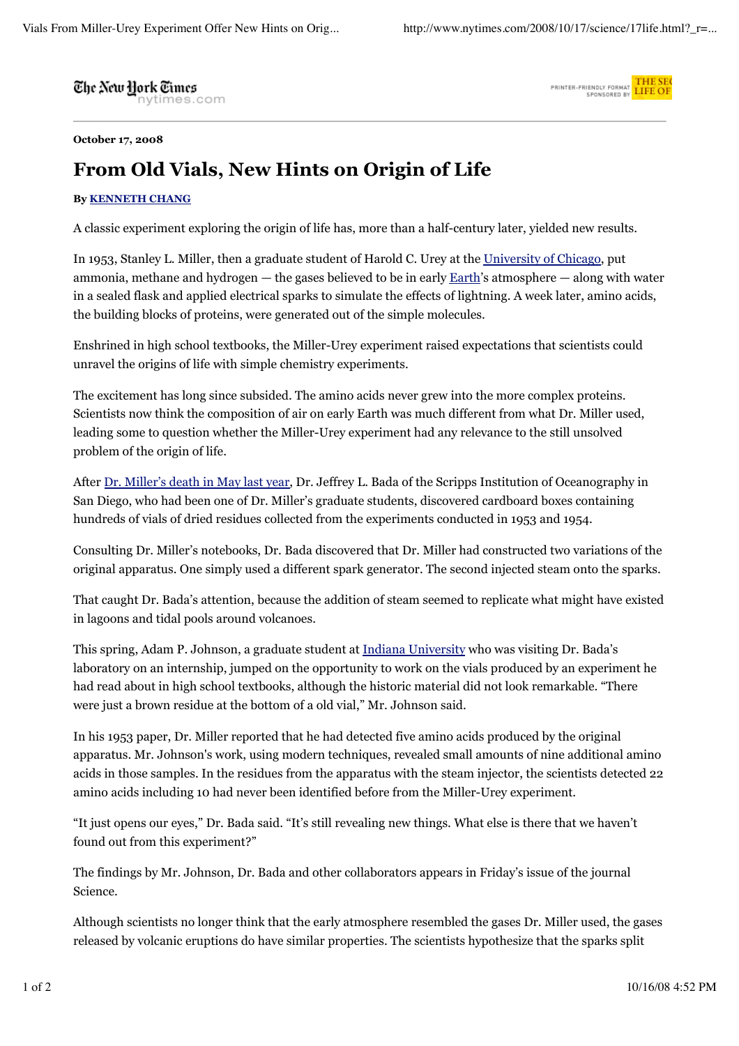The New York Times
nytimes.com

**October 17, 2008**

# From Old Vials, New Hints on Origin of Life

**By KENNETH CHANG**

A classic experiment exploring the origin of life has, more than a half-century later, yielded new results.

In 1953, Stanley L. Miller, then a graduate student of Harold C. Urey at the University of Chicago, put ammonia, methane and hydrogen — the gases believed to be in early Earth's atmosphere — along with water in a sealed flask and applied electrical sparks to simulate the effects of lightning. A week later, amino acids, the building blocks of proteins, were generated out of the simple molecules.

Enshrined in high school textbooks, the Miller-Urey experiment raised expectations that scientists could unravel the origins of life with simple chemistry experiments.

The excitement has long since subsided. The amino acids never grew into the more complex proteins. Scientists now think the composition of air on early Earth was much different from what Dr. Miller used, leading some to question whether the Miller-Urey experiment had any relevance to the still unsolved problem of the origin of life.

After Dr. Miller's death in May last year, Dr. Jeffrey L. Bada of the Scripps Institution of Oceanography in San Diego, who had been one of Dr. Miller's graduate students, discovered cardboard boxes containing hundreds of vials of dried residues collected from the experiments conducted in 1953 and 1954.

Consulting Dr. Miller's notebooks, Dr. Bada discovered that Dr. Miller had constructed two variations of the original apparatus. One simply used a different spark generator. The second injected steam onto the sparks.

That caught Dr. Bada's attention, because the addition of steam seemed to replicate what might have existed in lagoons and tidal pools around volcanoes.

This spring, Adam P. Johnson, a graduate student at Indiana University who was visiting Dr. Bada's laboratory on an internship, jumped on the opportunity to work on the vials produced by an experiment he had read about in high school textbooks, although the historic material did not look remarkable. "There were just a brown residue at the bottom of a old vial," Mr. Johnson said.

In his 1953 paper, Dr. Miller reported that he had detected five amino acids produced by the original apparatus. Mr. Johnson's work, using modern techniques, revealed small amounts of nine additional amino acids in those samples. In the residues from the apparatus with the steam injector, the scientists detected 22 amino acids including 10 had never been identified before from the Miller-Urey experiment.

"It just opens our eyes," Dr. Bada said. "It's still revealing new things. What else is there that we haven't found out from this experiment?"

The findings by Mr. Johnson, Dr. Bada and other collaborators appears in Friday's issue of the journal Science.

Although scientists no longer think that the early atmosphere resembled the gases Dr. Miller used, the gases released by volcanic eruptions do have similar properties. The scientists hypothesize that the sparks split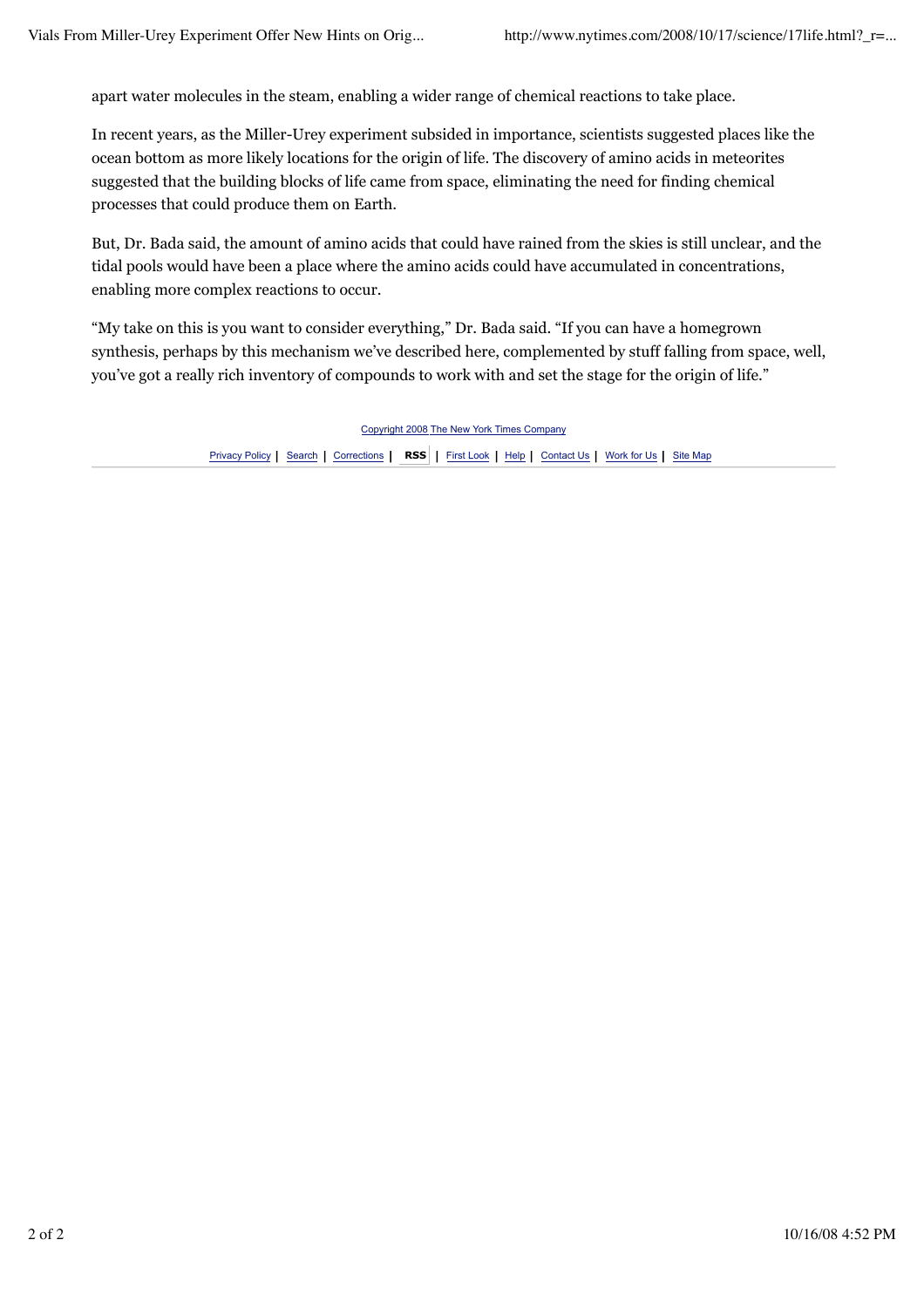apart water molecules in the steam, enabling a wider range of chemical reactions to take place.

In recent years, as the Miller-Urey experiment subsided in importance, scientists suggested places like the ocean bottom as more likely locations for the origin of life. The discovery of amino acids in meteorites suggested that the building blocks of life came from space, eliminating the need for finding chemical processes that could produce them on Earth.

But, Dr. Bada said, the amount of amino acids that could have rained from the skies is still unclear, and the tidal pools would have been a place where the amino acids could have accumulated in concentrations, enabling more complex reactions to occur.

"My take on this is you want to consider everything," Dr. Bada said. "If you can have a homegrown synthesis, perhaps by this mechanism we've described here, complemented by stuff falling from space, well, you've got a really rich inventory of compounds to work with and set the stage for the origin of life."

Copyright 2008 The New York Times Company

Privacy Policy | Search | Corrections | RSS | First Look | Help | Contact Us | Work for Us | Site Map